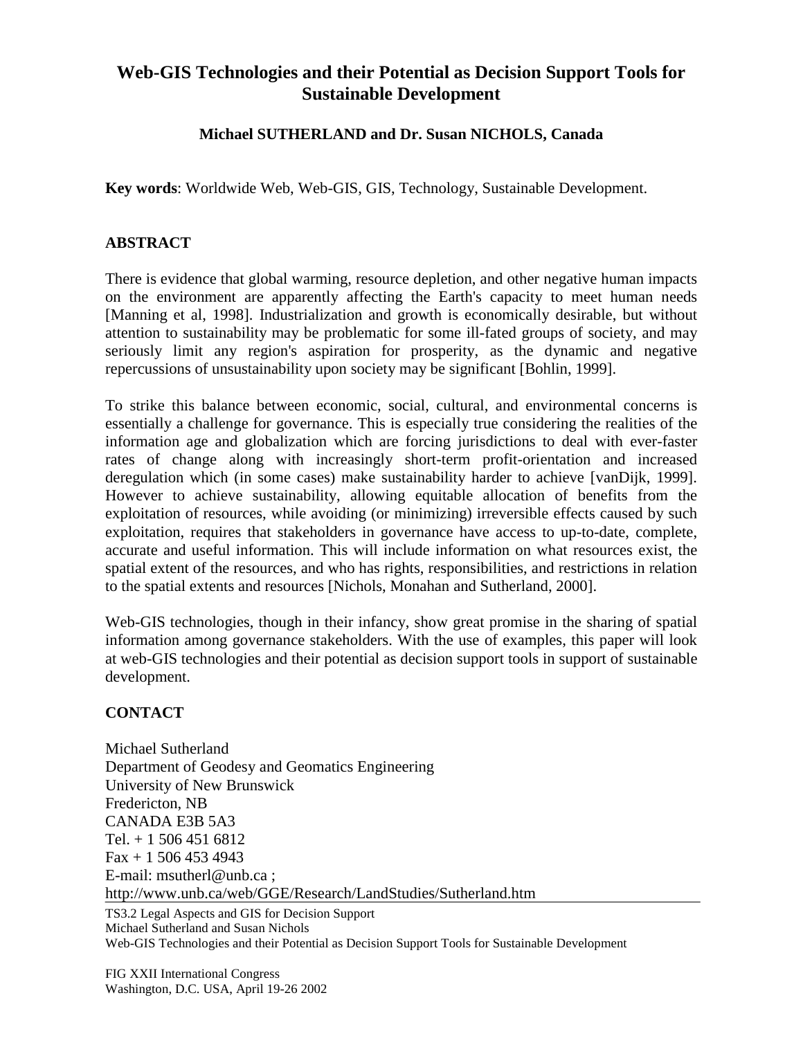# Web-GIS Technologies and their Potential as Decision Support Tools for Sustainable Development

**Michael SUTHERLAND and Dr. Susan NICHOLS, Canada**

**Key words**: Worldwide Web, Web-GIS, GIS, Technology, Sustainable Development.

## ABSTRACT

There is evidence that global warming, resource depletion, and other negative human impacts on the environment are apparently affecting the Earth's capacity to meet human needs [Manning et al, 1998]. Industrialization and growth is economically desirable, but without attention to sustainability may be problematic for some ill-fated groups of society, and may seriously limit any region's aspiration for prosperity, as the dynamic and negative repercussions of unsustainability upon society may be significant [Bohlin, 1999].

To strike this balance between economic, social, cultural, and environmental concerns is essentially a challenge for governance. This is especially true considering the realities of the information age and globalization which are forcing jurisdictions to deal with ever-faster rates of change along with increasingly short-term profit-orientation and increased deregulation which (in some cases) make sustainability harder to achieve [vanDijk, 1999]. However to achieve sustainability, allowing equitable allocation of benefits from the exploitation of resources, while avoiding (or minimizing) irreversible effects caused by such exploitation, requires that stakeholders in governance have access to up-to-date, complete, accurate and useful information. This will include information on what resources exist, the spatial extent of the resources, and who has rights, responsibilities, and restrictions in relation to the spatial extents and resources [Nichols, Monahan and Sutherland, 2000].

Web-GIS technologies, though in their infancy, show great promise in the sharing of spatial information among governance stakeholders. With the use of examples, this paper will look at web-GIS technologies and their potential as decision support tools in support of sustainable development.

## CONTACT

Michael Sutherland
Department of Geodesy and Geomatics Engineering
University of New Brunswick
Fredericton, NB
CANADA E3B 5A3
Tel. + 1 506 451 6812
Fax + 1 506 453 4943
E-mail: msutherl@unb.ca ;
http://www.unb.ca/web/GGE/Research/LandStudies/Sutherland.htm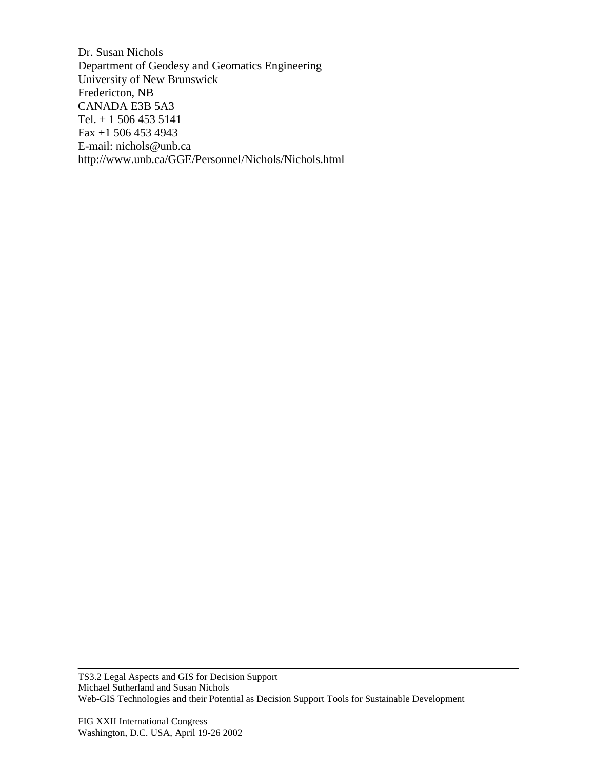Dr. Susan Nichols
Department of Geodesy and Geomatics Engineering
University of New Brunswick
Fredericton, NB
CANADA E3B 5A3
Tel. + 1 506 453 5141
Fax +1 506 453 4943
E-mail: nichols@unb.ca
http://www.unb.ca/GGE/Personnel/Nichols/Nichols.html